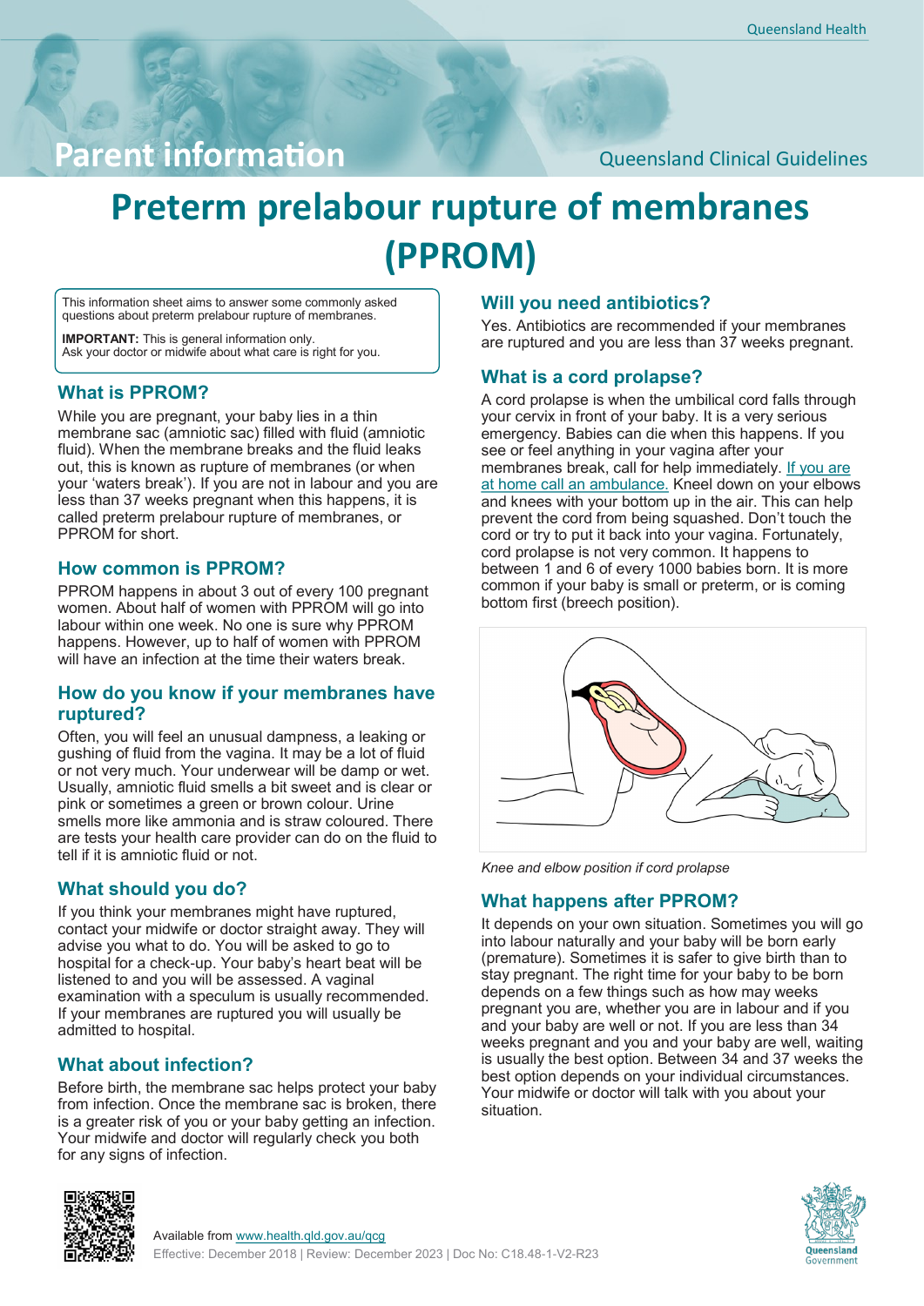Parent information

Queensland Clinical Guidelines

# Preterm prelabour rupture of membranes (PPROM)

This information sheet aims to answer some commonly asked questions about preterm prelabour rupture of membranes.

**IMPORTANT:** This is general information only.
Ask your doctor or midwife about what care is right for you.

## What is PPROM?

While you are pregnant, your baby lies in a thin membrane sac (amniotic sac) filled with fluid (amniotic fluid). When the membrane breaks and the fluid leaks out, this is known as rupture of membranes (or when your 'waters break'). If you are not in labour and you are less than 37 weeks pregnant when this happens, it is called preterm prelabour rupture of membranes, or PPROM for short.

## How common is PPROM?

PPROM happens in about 3 out of every 100 pregnant women. About half of women with PPROM will go into labour within one week. No one is sure why PPROM happens. However, up to half of women with PPROM will have an infection at the time their waters break.

## How do you know if your membranes have ruptured?

Often, you will feel an unusual dampness, a leaking or gushing of fluid from the vagina. It may be a lot of fluid or not very much. Your underwear will be damp or wet. Usually, amniotic fluid smells a bit sweet and is clear or pink or sometimes a green or brown colour. Urine smells more like ammonia and is straw coloured. There are tests your health care provider can do on the fluid to tell if it is amniotic fluid or not.

## What should you do?

If you think your membranes might have ruptured, contact your midwife or doctor straight away. They will advise you what to do. You will be asked to go to hospital for a check-up. Your baby's heart beat will be listened to and you will be assessed. A vaginal examination with a speculum is usually recommended. If your membranes are ruptured you will usually be admitted to hospital.

## What about infection?

Before birth, the membrane sac helps protect your baby from infection. Once the membrane sac is broken, there is a greater risk of you or your baby getting an infection. Your midwife and doctor will regularly check you both for any signs of infection.

## Will you need antibiotics?

Yes. Antibiotics are recommended if your membranes are ruptured and you are less than 37 weeks pregnant.

## What is a cord prolapse?

A cord prolapse is when the umbilical cord falls through your cervix in front of your baby. It is a very serious emergency. Babies can die when this happens. If you see or feel anything in your vagina after your membranes break, call for help immediately. If you are at home call an ambulance. Kneel down on your elbows and knees with your bottom up in the air. This can help prevent the cord from being squashed. Don't touch the cord or try to put it back into your vagina. Fortunately, cord prolapse is not very common. It happens to between 1 and 6 of every 1000 babies born. It is more common if your baby is small or preterm, or is coming bottom first (breech position).

*Knee and elbow position if cord prolapse*

## What happens after PPROM?

It depends on your own situation. Sometimes you will go into labour naturally and your baby will be born early (premature). Sometimes it is safer to give birth than to stay pregnant. The right time for your baby to be born depends on a few things such as how may weeks pregnant you are, whether you are in labour and if you and your baby are well or not. If you are less than 34 weeks pregnant and you and your baby are well, waiting is usually the best option. Between 34 and 37 weeks the best option depends on your individual circumstances. Your midwife or doctor will talk with you about your situation.

Available from www.health.qld.gov.au/qcg
Effective: December 2018 | Review: December 2023 | Doc No: C18.48-1-V2-R23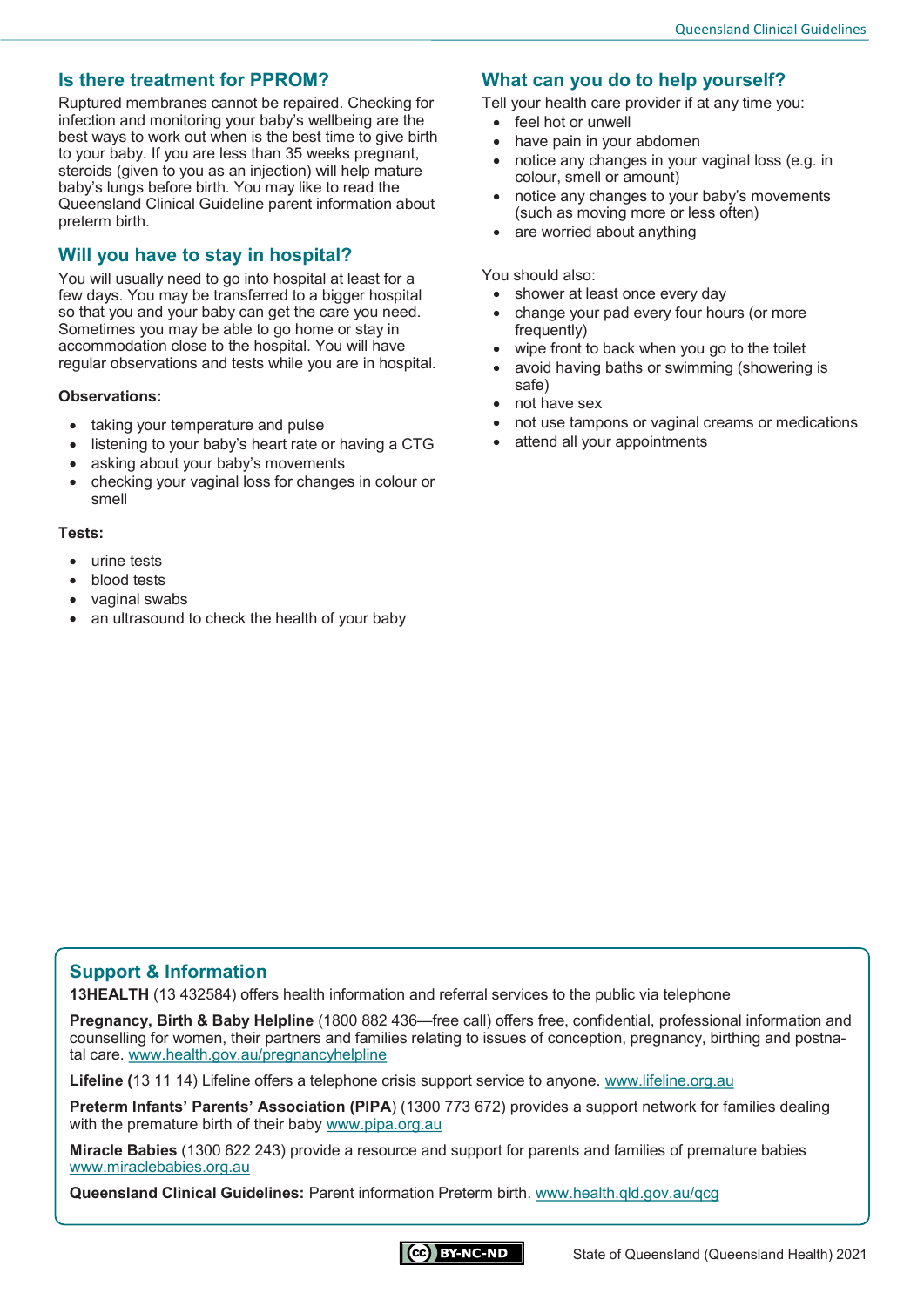## Is there treatment for PPROM?

Ruptured membranes cannot be repaired. Checking for infection and monitoring your baby's wellbeing are the best ways to work out when is the best time to give birth to your baby. If you are less than 35 weeks pregnant, steroids (given to you as an injection) will help mature baby's lungs before birth. You may like to read the Queensland Clinical Guideline parent information about preterm birth.

## Will you have to stay in hospital?

You will usually need to go into hospital at least for a few days. You may be transferred to a bigger hospital so that you and your baby can get the care you need. Sometimes you may be able to go home or stay in accommodation close to the hospital. You will have regular observations and tests while you are in hospital.

**Observations:**

- taking your temperature and pulse
- listening to your baby's heart rate or having a CTG
- asking about your baby's movements
- checking your vaginal loss for changes in colour or smell

**Tests:**

- urine tests
- blood tests
- vaginal swabs
- an ultrasound to check the health of your baby

## What can you do to help yourself?

Tell your health care provider if at any time you:

- feel hot or unwell
- have pain in your abdomen
- notice any changes in your vaginal loss (e.g. in colour, smell or amount)
- notice any changes to your baby's movements (such as moving more or less often)
- are worried about anything

You should also:

- shower at least once every day
- change your pad every four hours (or more frequently)
- wipe front to back when you go to the toilet
- avoid having baths or swimming (showering is safe)
- not have sex
- not use tampons or vaginal creams or medications
- attend all your appointments

## Support & Information

**13HEALTH** (13 432584) offers health information and referral services to the public via telephone

**Pregnancy, Birth & Baby Helpline** (1800 882 436—free call) offers free, confidential, professional information and counselling for women, their partners and families relating to issues of conception, pregnancy, birthing and postnatal care. www.health.gov.au/pregnancyhelpline

**Lifeline (**13 11 14) Lifeline offers a telephone crisis support service to anyone. www.lifeline.org.au

**Preterm Infants' Parents' Association (PIPA**) (1300 773 672) provides a support network for families dealing with the premature birth of their baby www.pipa.org.au

**Miracle Babies** (1300 622 243) provide a resource and support for parents and families of premature babies www.miraclebabies.org.au

**Queensland Clinical Guidelines:** Parent information Preterm birth. www.health.qld.gov.au/qcg

BY-NC-ND

State of Queensland (Queensland Health) 2021